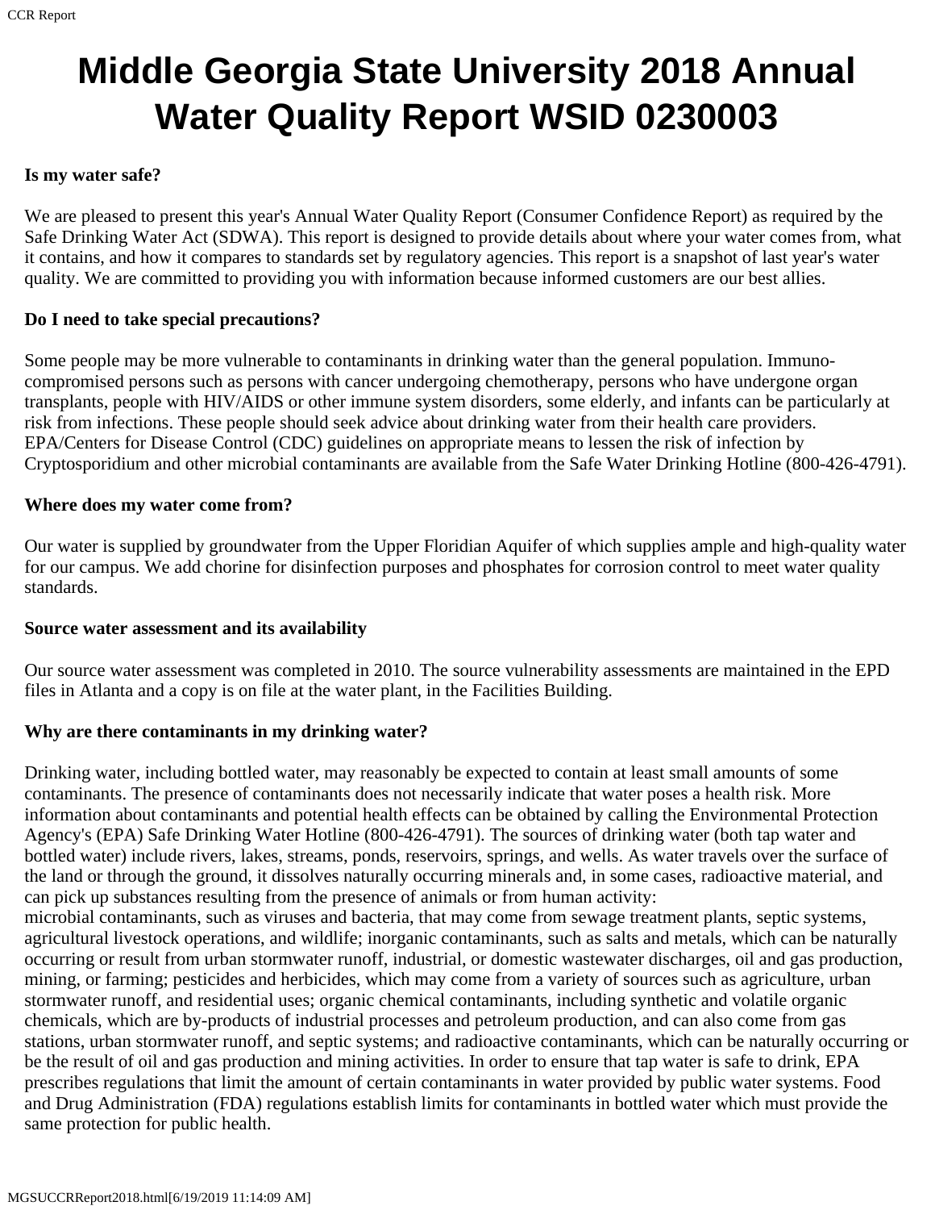# Middle Georgia State University 2018 Annual Water Quality Report WSID 0230003

**Is my water safe?**

We are pleased to present this year's Annual Water Quality Report (Consumer Confidence Report) as required by the Safe Drinking Water Act (SDWA). This report is designed to provide details about where your water comes from, what it contains, and how it compares to standards set by regulatory agencies. This report is a snapshot of last year's water quality. We are committed to providing you with information because informed customers are our best allies.

**Do I need to take special precautions?**

Some people may be more vulnerable to contaminants in drinking water than the general population. Immuno-compromised persons such as persons with cancer undergoing chemotherapy, persons who have undergone organ transplants, people with HIV/AIDS or other immune system disorders, some elderly, and infants can be particularly at risk from infections. These people should seek advice about drinking water from their health care providers. EPA/Centers for Disease Control (CDC) guidelines on appropriate means to lessen the risk of infection by Cryptosporidium and other microbial contaminants are available from the Safe Water Drinking Hotline (800-426-4791).

**Where does my water come from?**

Our water is supplied by groundwater from the Upper Floridian Aquifer of which supplies ample and high-quality water for our campus. We add chorine for disinfection purposes and phosphates for corrosion control to meet water quality standards.

**Source water assessment and its availability**

Our source water assessment was completed in 2010. The source vulnerability assessments are maintained in the EPD files in Atlanta and a copy is on file at the water plant, in the Facilities Building.

**Why are there contaminants in my drinking water?**

Drinking water, including bottled water, may reasonably be expected to contain at least small amounts of some contaminants. The presence of contaminants does not necessarily indicate that water poses a health risk. More information about contaminants and potential health effects can be obtained by calling the Environmental Protection Agency's (EPA) Safe Drinking Water Hotline (800-426-4791). The sources of drinking water (both tap water and bottled water) include rivers, lakes, streams, ponds, reservoirs, springs, and wells. As water travels over the surface of the land or through the ground, it dissolves naturally occurring minerals and, in some cases, radioactive material, and can pick up substances resulting from the presence of animals or from human activity:
microbial contaminants, such as viruses and bacteria, that may come from sewage treatment plants, septic systems, agricultural livestock operations, and wildlife; inorganic contaminants, such as salts and metals, which can be naturally occurring or result from urban stormwater runoff, industrial, or domestic wastewater discharges, oil and gas production, mining, or farming; pesticides and herbicides, which may come from a variety of sources such as agriculture, urban stormwater runoff, and residential uses; organic chemical contaminants, including synthetic and volatile organic chemicals, which are by-products of industrial processes and petroleum production, and can also come from gas stations, urban stormwater runoff, and septic systems; and radioactive contaminants, which can be naturally occurring or be the result of oil and gas production and mining activities. In order to ensure that tap water is safe to drink, EPA prescribes regulations that limit the amount of certain contaminants in water provided by public water systems. Food and Drug Administration (FDA) regulations establish limits for contaminants in bottled water which must provide the same protection for public health.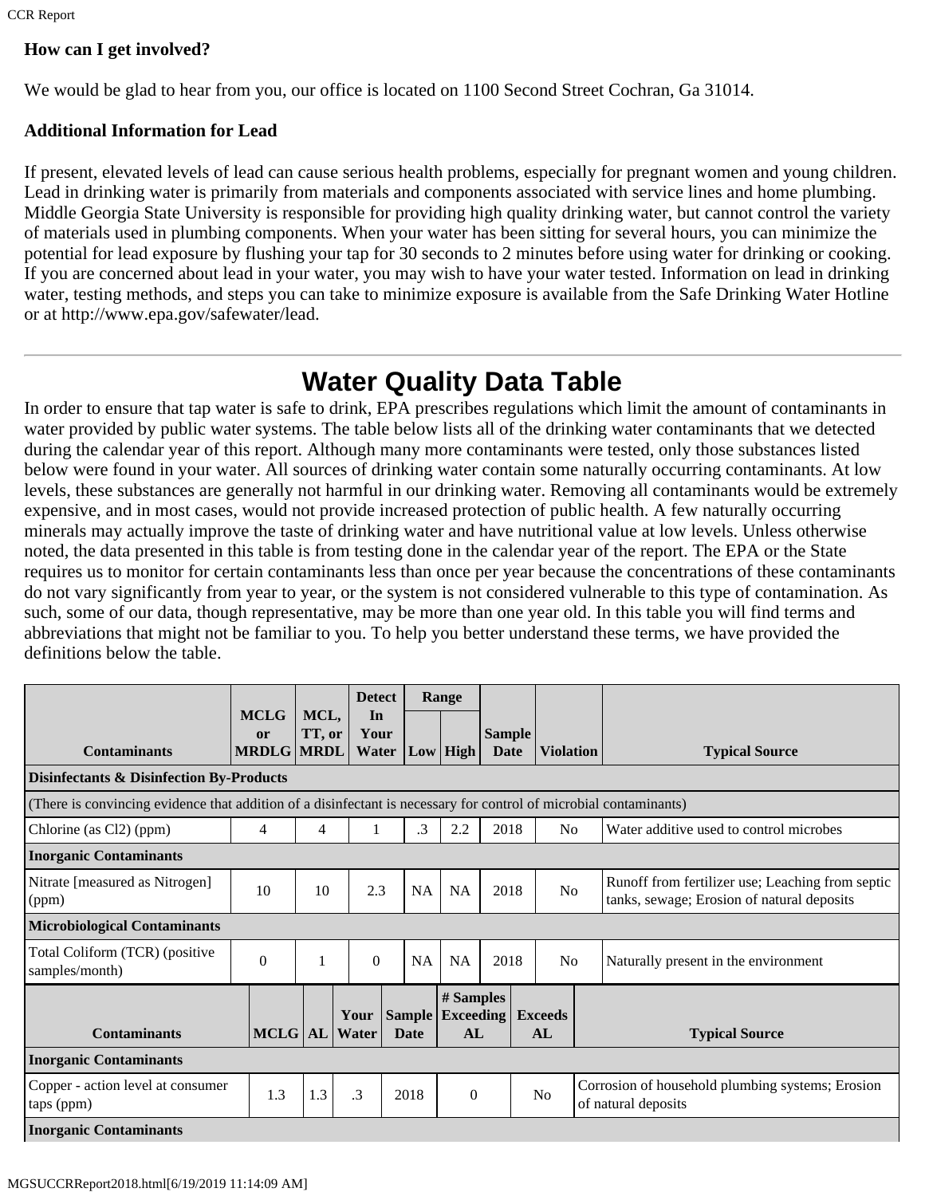**How can I get involved?**

We would be glad to hear from you, our office is located on 1100 Second Street Cochran, Ga 31014.

**Additional Information for Lead**

If present, elevated levels of lead can cause serious health problems, especially for pregnant women and young children. Lead in drinking water is primarily from materials and components associated with service lines and home plumbing. Middle Georgia State University is responsible for providing high quality drinking water, but cannot control the variety of materials used in plumbing components. When your water has been sitting for several hours, you can minimize the potential for lead exposure by flushing your tap for 30 seconds to 2 minutes before using water for drinking or cooking. If you are concerned about lead in your water, you may wish to have your water tested. Information on lead in drinking water, testing methods, and steps you can take to minimize exposure is available from the Safe Drinking Water Hotline or at http://www.epa.gov/safewater/lead.

---

# Water Quality Data Table

In order to ensure that tap water is safe to drink, EPA prescribes regulations which limit the amount of contaminants in water provided by public water systems. The table below lists all of the drinking water contaminants that we detected during the calendar year of this report. Although many more contaminants were tested, only those substances listed below were found in your water. All sources of drinking water contain some naturally occurring contaminants. At low levels, these substances are generally not harmful in our drinking water. Removing all contaminants would be extremely expensive, and in most cases, would not provide increased protection of public health. A few naturally occurring minerals may actually improve the taste of drinking water and have nutritional value at low levels. Unless otherwise noted, the data presented in this table is from testing done in the calendar year of the report. The EPA or the State requires us to monitor for certain contaminants less than once per year because the concentrations of these contaminants do not vary significantly from year to year, or the system is not considered vulnerable to this type of contamination. As such, some of our data, though representative, may be more than one year old. In this table you will find terms and abbreviations that might not be familiar to you. To help you better understand these terms, we have provided the definitions below the table.

| Contaminants | MCLG or MRDLG | MCL, TT, or MRDL | Detect In Your Water | Range | | Sample Date | Violation | Typical Source |
|---|---|---|---|---|---|---|---|---|
| | | | | Low | High | | | |
| **Disinfectants & Disinfection By-Products** | | | | | | | | |
| (There is convincing evidence that addition of a disinfectant is necessary for control of microbial contaminants) | | | | | | | | |
| Chlorine (as Cl2) (ppm) | 4 | 4 | 1 | .3 | 2.2 | 2018 | No | Water additive used to control microbes |
| **Inorganic Contaminants** | | | | | | | | |
| Nitrate [measured as Nitrogen] (ppm) | 10 | 10 | 2.3 | NA | NA | 2018 | No | Runoff from fertilizer use; Leaching from septic tanks, sewage; Erosion of natural deposits |
| **Microbiological Contaminants** | | | | | | | | |
| Total Coliform (TCR) (positive samples/month) | 0 | 1 | 0 | NA | NA | 2018 | No | Naturally present in the environment |

| Contaminants | MCLG | AL | Your Water | Sample Date | # Samples Exceeding AL | Exceeds AL | Typical Source |
|---|---|---|---|---|---|---|---|
| **Inorganic Contaminants** | | | | | | | |
| Copper - action level at consumer taps (ppm) | 1.3 | 1.3 | .3 | 2018 | 0 | No | Corrosion of household plumbing systems; Erosion of natural deposits |
| **Inorganic Contaminants** | | | | | | | |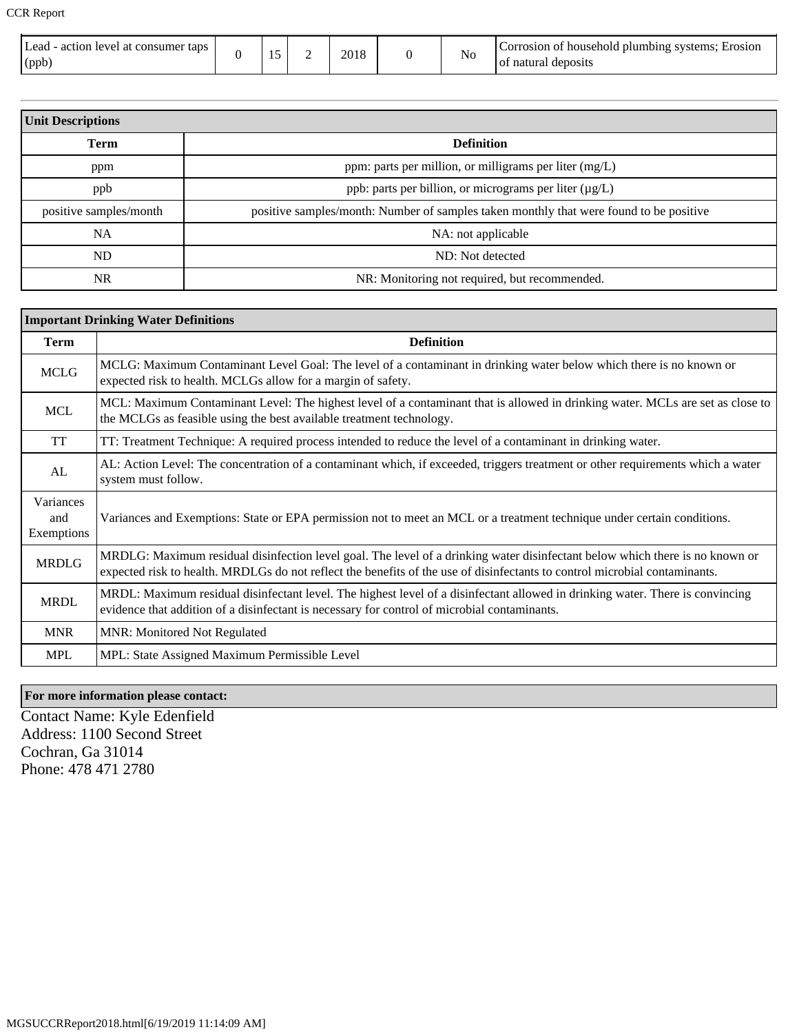| | | | | | | | |
|---|---|---|---|---|---|---|---|
| Lead - action level at consumer taps (ppb) | 0 | 15 | 2 | 2018 | 0 | No | Corrosion of household plumbing systems; Erosion of natural deposits |

| Unit Descriptions | |
|---|---|
| **Term** | **Definition** |
| ppm | ppm: parts per million, or milligrams per liter (mg/L) |
| ppb | ppb: parts per billion, or micrograms per liter (µg/L) |
| positive samples/month | positive samples/month: Number of samples taken monthly that were found to be positive |
| NA | NA: not applicable |
| ND | ND: Not detected |
| NR | NR: Monitoring not required, but recommended. |

| Important Drinking Water Definitions | |
|---|---|
| **Term** | **Definition** |
| MCLG | MCLG: Maximum Contaminant Level Goal: The level of a contaminant in drinking water below which there is no known or expected risk to health. MCLGs allow for a margin of safety. |
| MCL | MCL: Maximum Contaminant Level: The highest level of a contaminant that is allowed in drinking water. MCLs are set as close to the MCLGs as feasible using the best available treatment technology. |
| TT | TT: Treatment Technique: A required process intended to reduce the level of a contaminant in drinking water. |
| AL | AL: Action Level: The concentration of a contaminant which, if exceeded, triggers treatment or other requirements which a water system must follow. |
| Variances and Exemptions | Variances and Exemptions: State or EPA permission not to meet an MCL or a treatment technique under certain conditions. |
| MRDLG | MRDLG: Maximum residual disinfection level goal. The level of a drinking water disinfectant below which there is no known or expected risk to health. MRDLGs do not reflect the benefits of the use of disinfectants to control microbial contaminants. |
| MRDL | MRDL: Maximum residual disinfectant level. The highest level of a disinfectant allowed in drinking water. There is convincing evidence that addition of a disinfectant is necessary for control of microbial contaminants. |
| MNR | MNR: Monitored Not Regulated |
| MPL | MPL: State Assigned Maximum Permissible Level |

**For more information please contact:**

Contact Name: Kyle Edenfield
Address: 1100 Second Street
Cochran, Ga 31014
Phone: 478 471 2780